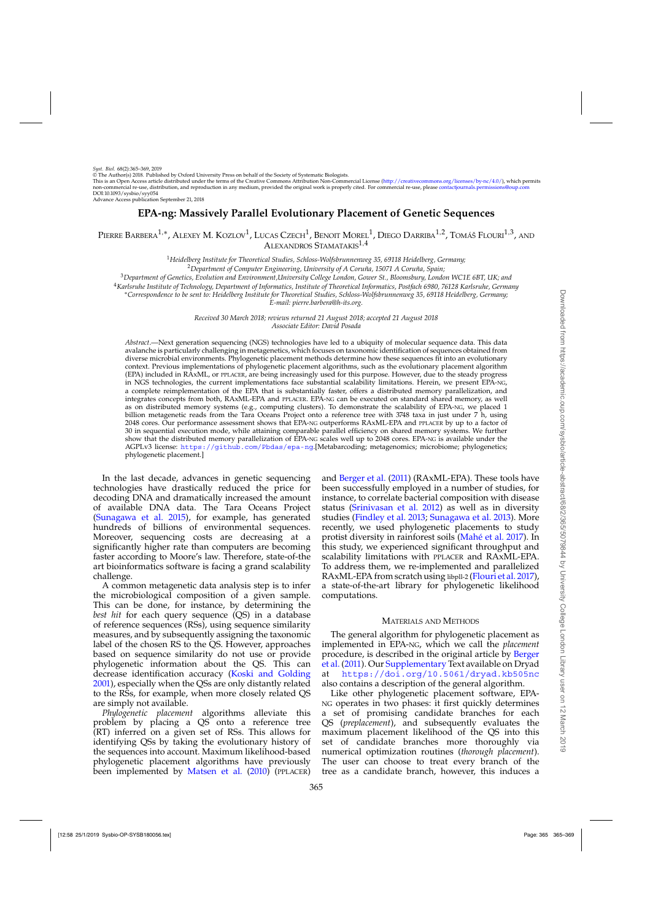# EPA-ng: Massively Parallel Evolutionary Placement of Genetic Sequences

Pierre Barbera[1,*], Alexey M. Kozlov[1], Lucas Czech[1], Benoit Morel[1], Diego Darriba[1,2], Tomáš Flouri[1,3], and Alexandros Stamatakis[1,4]

[1]*Heidelberg Institute for Theoretical Studies, Schloss-Wolfsbrunnenweg 35, 69118 Heidelberg, Germany;*
[2]*Department of Computer Engineering, University of A Coruña, 15071 A Coruña, Spain;*
[3]*Department of Genetics, Evolution and Environment,University College London, Gower St., Bloomsbury, London WC1E 6BT, UK; and*
[4]*Karlsruhe Institute of Technology, Department of Informatics, Institute of Theoretical Informatics, Postfach 6980, 76128 Karlsruhe, Germany*
[*]*Correspondence to be sent to: Heidelberg Institute for Theoretical Studies, Schloss-Wolfsbrunnenweg 35, 69118 Heidelberg, Germany; E-mail: pierre.barbera@h-its.org.*

*Received 30 March 2018; reviews returned 21 August 2018; accepted 21 August 2018*
*Associate Editor: David Posada*

*Abstract*.—Next generation sequencing (NGS) technologies have led to a ubiquity of molecular sequence data. This data avalanche is particularly challenging in metagenetics, which focuses on taxonomic identification of sequences obtained from diverse microbial environments. Phylogenetic placement methods determine how these sequences fit into an evolutionary context. Previous implementations of phylogenetic placement algorithms, such as the evolutionary placement algorithm (EPA) included in RAxML, or pplacer, are being increasingly used for this purpose. However, due to the steady progress in NGS technologies, the current implementations face substantial scalability limitations. Herein, we present EPA-ng, a complete reimplementation of the EPA that is substantially faster, offers a distributed memory parallelization, and integrates concepts from both, RAxML-EPA and pplacer. EPA-ng can be executed on standard shared memory, as well as on distributed memory systems (e.g., computing clusters). To demonstrate the scalability of EPA-ng, we placed 1 billion metagenetic reads from the Tara Oceans Project onto a reference tree with 3748 taxa in just under 7 h, using 2048 cores. Our performance assessment shows that EPA-ng outperforms RAxML-EPA and pplacer by up to a factor of 30 in sequential execution mode, while attaining comparable parallel efficiency on shared memory systems. We further show that the distributed memory parallelization of EPA-ng scales well up to 2048 cores. EPA-ng is available under the AGPLv3 license: https://github.com/Pbdas/epa-ng.[Metabarcoding; metagenomics; microbiome; phylogenetics; phylogenetic placement.]

In the last decade, advances in genetic sequencing technologies have drastically reduced the price for decoding DNA and dramatically increased the amount of available DNA data. The Tara Oceans Project (Sunagawa et al. 2015), for example, has generated hundreds of billions of environmental sequences. Moreover, sequencing costs are decreasing at a significantly higher rate than computers are becoming faster according to Moore's law. Therefore, state-of-the art bioinformatics software is facing a grand scalability challenge.

A common metagenetic data analysis step is to infer the microbiological composition of a given sample. This can be done, for instance, by determining the *best hit* for each query sequence (QS) in a database of reference sequences (RSs), using sequence similarity measures, and by subsequently assigning the taxonomic label of the chosen RS to the QS. However, approaches based on sequence similarity do not use or provide phylogenetic information about the QS. This can decrease identification accuracy (Koski and Golding 2001), especially when the QSs are only distantly related to the RSs, for example, when more closely related QS are simply not available.

*Phylogenetic placement* algorithms alleviate this problem by placing a QS onto a reference tree (RT) inferred on a given set of RSs. This allows for identifying QSs by taking the evolutionary history of the sequences into account. Maximum likelihood-based phylogenetic placement algorithms have previously been implemented by Matsen et al. (2010) (pplacer) and Berger et al. (2011) (RAxML-EPA). These tools have been successfully employed in a number of studies, for instance, to correlate bacterial composition with disease status (Srinivasan et al. 2012) as well as in diversity studies (Findley et al. 2013; Sunagawa et al. 2013). More recently, we used phylogenetic placements to study protist diversity in rainforest soils (Mahé et al. 2017). In this study, we experienced significant throughput and scalability limitations with pplacer and RAxML-EPA. To address them, we re-implemented and parallelized RAxML-EPA from scratch using libpll-2 (Flouri et al. 2017), a state-of-the-art library for phylogenetic likelihood computations.

## Materials and Methods

The general algorithm for phylogenetic placement as implemented in EPA-ng, which we call the *placement* procedure, is described in the original article by Berger et al. (2011). Our Supplementary Text available on Dryad at https://doi.org/10.5061/dryad.kb505nc also contains a description of the general algorithm.

Like other phylogenetic placement software, EPA-ng operates in two phases: it first quickly determines a set of promising candidate branches for each QS (*preplacement*), and subsequently evaluates the maximum placement likelihood of the QS into this set of candidate branches more thoroughly via numerical optimization routines (*thorough placement*). The user can choose to treat every branch of the tree as a candidate branch, however, this induces a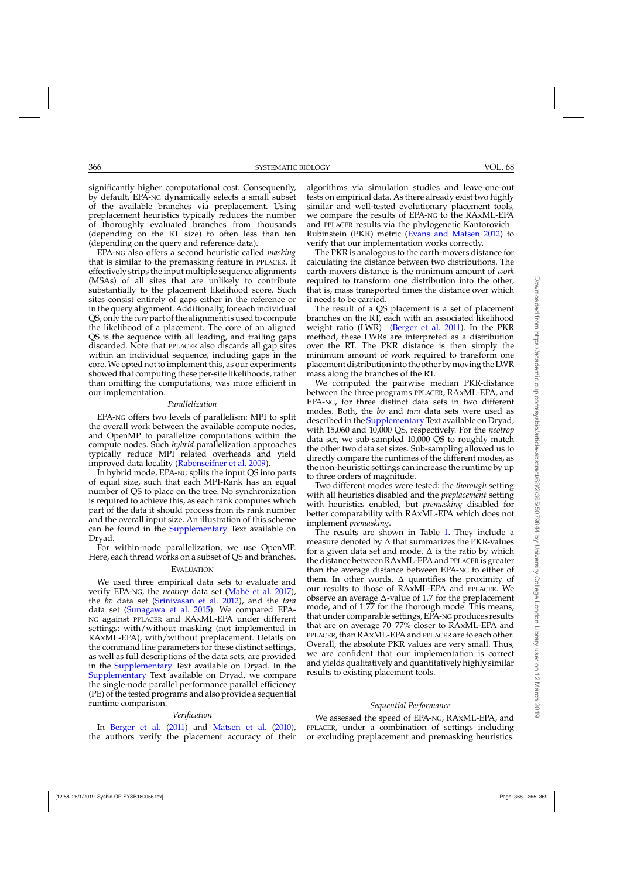significantly higher computational cost. Consequently, by default, EPA-NG dynamically selects a small subset of the available branches via preplacement. Using preplacement heuristics typically reduces the number of thoroughly evaluated branches from thousands (depending on the RT size) to often less than ten (depending on the query and reference data).

EPA-NG also offers a second heuristic called *masking* that is similar to the premasking feature in PPLACER. It effectively strips the input multiple sequence alignments (MSAs) of all sites that are unlikely to contribute substantially to the placement likelihood score. Such sites consist entirely of gaps either in the reference or in the query alignment. Additionally, for each individual QS, only the *core* part of the alignment is used to compute the likelihood of a placement. The core of an aligned QS is the sequence with all leading, and trailing gaps discarded. Note that PPLACER also discards all gap sites within an individual sequence, including gaps in the core. We opted not to implement this, as our experiments showed that computing these per-site likelihoods, rather than omitting the computations, was more efficient in our implementation.

### *Parallelization*

EPA-NG offers two levels of parallelism: MPI to split the overall work between the available compute nodes, and OpenMP to parallelize computations within the compute nodes. Such *hybrid* parallelization approaches typically reduce MPI related overheads and yield improved data locality (Rabenseifner et al. 2009).

In hybrid mode, EPA-NG splits the input QS into parts of equal size, such that each MPI-Rank has an equal number of QS to place on the tree. No synchronization is required to achieve this, as each rank computes which part of the data it should process from its rank number and the overall input size. An illustration of this scheme can be found in the Supplementary Text available on Dryad.

For within-node parallelization, we use OpenMP. Here, each thread works on a subset of QS and branches.

## Evaluation

We used three empirical data sets to evaluate and verify EPA-NG, the *neotrop* data set (Mahé et al. 2017), the *bv* data set (Srinivasan et al. 2012), and the *tara* data set (Sunagawa et al. 2015). We compared EPA-NG against PPLACER and RAxML-EPA under different settings: with/without masking (not implemented in RAxML-EPA), with/without preplacement. Details on the command line parameters for these distinct settings, as well as full descriptions of the data sets, are provided in the Supplementary Text available on Dryad. In the Supplementary Text available on Dryad, we compare the single-node parallel performance parallel efficiency (PE) of the tested programs and also provide a sequential runtime comparison.

### *Verification*

In Berger et al. (2011) and Matsen et al. (2010), the authors verify the placement accuracy of their algorithms via simulation studies and leave-one-out tests on empirical data. As there already exist two highly similar and well-tested evolutionary placement tools, we compare the results of EPA-NG to the RAxML-EPA and PPLACER results via the phylogenetic Kantorovich–Rubinstein (PKR) metric (Evans and Matsen 2012) to verify that our implementation works correctly.

The PKR is analogous to the earth-movers distance for calculating the distance between two distributions. The earth-movers distance is the minimum amount of *work* required to transform one distribution into the other, that is, mass transported times the distance over which it needs to be carried.

The result of a QS placement is a set of placement branches on the RT, each with an associated likelihood weight ratio (LWR) (Berger et al. 2011). In the PKR method, these LWRs are interpreted as a distribution over the RT. The PKR distance is then simply the minimum amount of work required to transform one placement distribution into the other by moving the LWR mass along the branches of the RT.

We computed the pairwise median PKR-distance between the three programs PPLACER, RAxML-EPA, and EPA-NG, for three distinct data sets in two different modes. Both, the *bv* and *tara* data sets were used as described in the Supplementary Text available on Dryad, with 15,060 and 10,000 QS, respectively. For the *neotrop* data set, we sub-sampled 10,000 QS to roughly match the other two data set sizes. Sub-sampling allowed us to directly compare the runtimes of the different modes, as the non-heuristic settings can increase the runtime by up to three orders of magnitude.

Two different modes were tested: the *thorough* setting with all heuristics disabled and the *preplacement* setting with heuristics enabled, but *premasking* disabled for better comparability with RAxML-EPA which does not implement *premasking*.

The results are shown in Table 1. They include a measure denoted by $\Delta$ that summarizes the PKR-values for a given data set and mode. $\Delta$ is the ratio by which the distance between RAxML-EPA and PPLACER is greater than the average distance between EPA-NG to either of them. In other words, $\Delta$ quantifies the proximity of our results to those of RAxML-EPA and PPLACER. We observe an average $\Delta$-value of 1.7 for the preplacement mode, and of 1.77 for the thorough mode. This means, that under comparable settings, EPA-NG produces results that are on average 70–77% closer to RAxML-EPA and PPLACER, than RAxML-EPA and PPLACER are to each other. Overall, the absolute PKR values are very small. Thus, we are confident that our implementation is correct and yields qualitatively and quantitatively highly similar results to existing placement tools.

### *Sequential Performance*

We assessed the speed of EPA-NG, RAxML-EPA, and PPLACER, under a combination of settings including or excluding preplacement and premasking heuristics.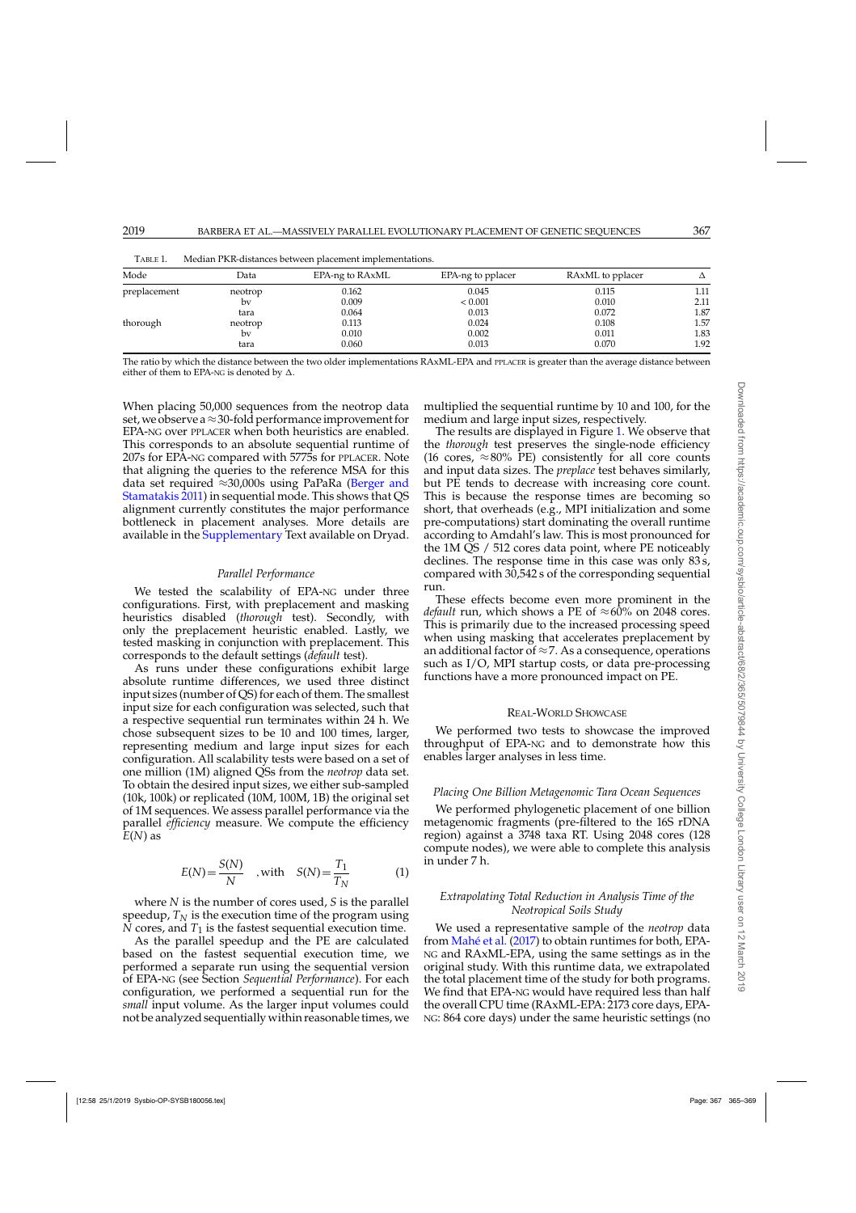TABLE 1. Median PKR-distances between placement implementations.

| Mode | Data | EPA-ng to RAxML | EPA-ng to pplacer | RAxML to pplacer | Δ |
|---|---|---|---|---|---|
| preplacement | neotrop | 0.162 | 0.045 | 0.115 | 1.11 |
| | bv | 0.009 | < 0.001 | 0.010 | 2.11 |
| | tara | 0.064 | 0.013 | 0.072 | 1.87 |
| thorough | neotrop | 0.113 | 0.024 | 0.108 | 1.57 |
| | bv | 0.010 | 0.002 | 0.011 | 1.83 |
| | tara | 0.060 | 0.013 | 0.070 | 1.92 |

The ratio by which the distance between the two older implementations RAxML-EPA and PPLACER is greater than the average distance between either of them to EPA-NG is denoted by Δ.

When placing 50,000 sequences from the neotrop data set, we observe a ≈30-fold performance improvement for EPA-NG over PPLACER when both heuristics are enabled. This corresponds to an absolute sequential runtime of 207s for EPA-NG compared with 5775s for PPLACER. Note that aligning the queries to the reference MSA for this data set required ≈30,000s using PaPaRa (Berger and Stamatakis 2011) in sequential mode. This shows that QS alignment currently constitutes the major performance bottleneck in placement analyses. More details are available in the Supplementary Text available on Dryad.

### Parallel Performance

We tested the scalability of EPA-NG under three configurations. First, with preplacement and masking heuristics disabled (*thorough* test). Secondly, with only the preplacement heuristic enabled. Lastly, we tested masking in conjunction with preplacement. This corresponds to the default settings (*default* test).

As runs under these configurations exhibit large absolute runtime differences, we used three distinct input sizes (number of QS) for each of them. The smallest input size for each configuration was selected, such that a respective sequential run terminates within 24 h. We chose subsequent sizes to be 10 and 100 times, larger, representing medium and large input sizes for each configuration. All scalability tests were based on a set of one million (1M) aligned QSs from the *neotrop* data set. To obtain the desired input sizes, we either sub-sampled (10k, 100k) or replicated (10M, 100M, 1B) the original set of 1M sequences. We assess parallel performance via the parallel *efficiency* measure. We compute the efficiency $E(N)$ as

$$E(N) = \frac{S(N)}{N} \quad \text{, with} \quad S(N) = \frac{T_1}{T_N} \tag{1}$$

where $N$ is the number of cores used, $S$ is the parallel speedup, $T_N$ is the execution time of the program using $N$ cores, and $T_1$ is the fastest sequential execution time.

As the parallel speedup and the PE are calculated based on the fastest sequential execution time, we performed a separate run using the sequential version of EPA-NG (see Section *Sequential Performance*). For each configuration, we performed a sequential run for the *small* input volume. As the larger input volumes could not be analyzed sequentially within reasonable times, we multiplied the sequential runtime by 10 and 100, for the medium and large input sizes, respectively.

The results are displayed in Figure 1. We observe that the *thorough* test preserves the single-node efficiency (16 cores, ≈80% PE) consistently for all core counts and input data sizes. The *preplace* test behaves similarly, but PE tends to decrease with increasing core count. This is because the response times are becoming so short, that overheads (e.g., MPI initialization and some pre-computations) start dominating the overall runtime according to Amdahl's law. This is most pronounced for the 1M QS / 512 cores data point, where PE noticeably declines. The response time in this case was only 83 s, compared with 30,542 s of the corresponding sequential run.

These effects become even more prominent in the *default* run, which shows a PE of ≈60% on 2048 cores. This is primarily due to the increased processing speed when using masking that accelerates preplacement by an additional factor of ≈7. As a consequence, operations such as I/O, MPI startup costs, or data pre-processing functions have a more pronounced impact on PE.

## Real-World Showcase

We performed two tests to showcase the improved throughput of EPA-NG and to demonstrate how this enables larger analyses in less time.

### Placing One Billion Metagenomic Tara Ocean Sequences

We performed phylogenetic placement of one billion metagenomic fragments (pre-filtered to the 16S rDNA region) against a 3748 taxa RT. Using 2048 cores (128 compute nodes), we were able to complete this analysis in under 7 h.

### Extrapolating Total Reduction in Analysis Time of the Neotropical Soils Study

We used a representative sample of the *neotrop* data from Mahé et al. (2017) to obtain runtimes for both, EPA-NG and RAxML-EPA, using the same settings as in the original study. With this runtime data, we extrapolated the total placement time of the study for both programs. We find that EPA-NG would have required less than half the overall CPU time (RAxML-EPA: 2173 core days, EPA-NG: 864 core days) under the same heuristic settings (no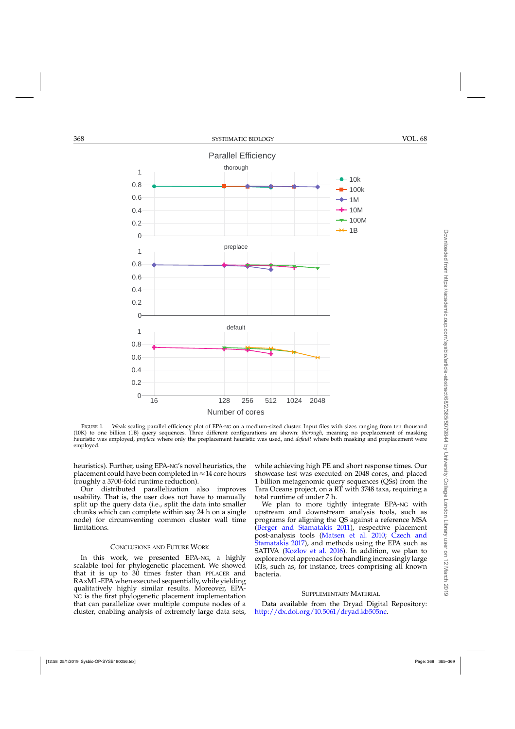FIGURE 1. Weak scaling parallel efficiency plot of EPA-NG on a medium-sized cluster. Input files with sizes ranging from ten thousand (10K) to one billion (1B) query sequences. Three different configurations are shown: *thorough*, meaning no preplacement of masking heuristic was employed, *preplace* where only the preplacement heuristic was used, and *default* where both masking and preplacement were employed.

heuristics). Further, using EPA-NG's novel heuristics, the placement could have been completed in ≈14 core hours (roughly a 3700-fold runtime reduction).

Our distributed parallelization also improves usability. That is, the user does not have to manually split up the query data (i.e., split the data into smaller chunks which can complete within say 24 h on a single node) for circumventing common cluster wall time limitations.

## CONCLUSIONS AND FUTURE WORK

In this work, we presented EPA-NG, a highly scalable tool for phylogenetic placement. We showed that it is up to 30 times faster than PPLACER and RAxML-EPA when executed sequentially, while yielding qualitatively highly similar results. Moreover, EPA-NG is the first phylogenetic placement implementation that can parallelize over multiple compute nodes of a cluster, enabling analysis of extremely large data sets, while achieving high PE and short response times. Our showcase test was executed on 2048 cores, and placed 1 billion metagenomic query sequences (QSs) from the Tara Oceans project, on a RT with 3748 taxa, requiring a total runtime of under 7 h.

We plan to more tightly integrate EPA-NG with upstream and downstream analysis tools, such as programs for aligning the QS against a reference MSA (Berger and Stamatakis 2011), respective placement post-analysis tools (Matsen et al. 2010; Czech and Stamatakis 2017), and methods using the EPA such as SATIVA (Kozlov et al. 2016). In addition, we plan to explore novel approaches for handling increasingly large RTs, such as, for instance, trees comprising all known bacteria.

## SUPPLEMENTARY MATERIAL

Data available from the Dryad Digital Repository: http://dx.doi.org/10.5061/dryad.kb505nc.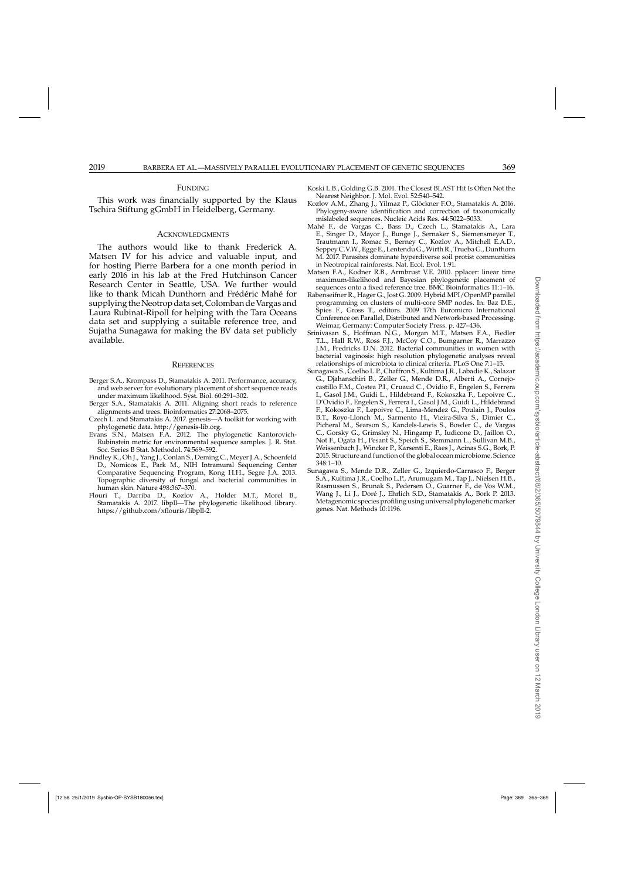## Funding

This work was financially supported by the Klaus Tschira Stiftung gGmbH in Heidelberg, Germany.

## Acknowledgments

The authors would like to thank Frederick A. Matsen IV for his advice and valuable input, and for hosting Pierre Barbera for a one month period in early 2016 in his lab at the Fred Hutchinson Cancer Research Center in Seattle, USA. We further would like to thank Micah Dunthorn and Frédéric Mahé for supplying the Neotrop data set, Colomban de Vargas and Laura Rubinat-Ripoll for helping with the Tara Oceans data set and supplying a suitable reference tree, and Sujatha Sunagawa for making the BV data set publicly available.

## References

Berger S.A., Krompass D., Stamatakis A. 2011. Performance, accuracy, and web server for evolutionary placement of short sequence reads under maximum likelihood. Syst. Biol. 60:291–302.

Berger S.A., Stamatakis A. 2011. Aligning short reads to reference alignments and trees. Bioinformatics 27:2068–2075.

Czech L. and Stamatakis A. 2017. genesis—A toolkit for working with phylogenetic data. http://genesis-lib.org.

Evans S.N., Matsen F.A. 2012. The phylogenetic Kantorovich-Rubinstein metric for environmental sequence samples. J. R. Stat. Soc. Series B Stat. Methodol. 74:569–592.

Findley K., Oh J., Yang J., Conlan S., Deming C., Meyer J.A., Schoenfeld D., Nomicos E., Park M., NIH Intramural Sequencing Center Comparative Sequencing Program, Kong H.H., Segre J.A. 2013. Topographic diversity of fungal and bacterial communities in human skin. Nature 498:367–370.

Flouri T., Darriba D., Kozlov A., Holder M.T., Morel B., Stamatakis A. 2017. libpll—The phylogenetic likelihood library. https://github.com/xflouris/libpll-2.

Koski L.B., Golding G.B. 2001. The Closest BLAST Hit Is Often Not the Nearest Neighbor. J. Mol. Evol. 52:540–542.

Kozlov A.M., Zhang J., Yilmaz P., Glöckner F.O., Stamatakis A. 2016. Phylogeny-aware identification and correction of taxonomically mislabeled sequences. Nucleic Acids Res. 44:5022–5033.

Mahé F., de Vargas C., Bass D., Czech L., Stamatakis A., Lara E., Singer D., Mayor J., Bunge J., Sernaker S., Siemensmeyer T., Trautmann I., Romac S., Berney C., Kozlov A., Mitchell E.A.D., Seppey C.V.W., Egge E., Lentendu G., Wirth R., Trueba G., Dunthorn M. 2017. Parasites dominate hyperdiverse soil protist communities in Neotropical rainforests. Nat. Ecol. Evol. 1:91.

Matsen F.A., Kodner R.B., Armbrust V.E. 2010. pplacer: linear time maximum-likelihood and Bayesian phylogenetic placement of sequences onto a fixed reference tree. BMC Bioinformatics 11:1–16.

Rabenseifner R., Hager G., Jost G. 2009. Hybrid MPI/OpenMP parallel programming on clusters of multi-core SMP nodes. In: Baz D.E., Spies F., Gross T., editors. 2009 17th Euromicro International Conference on Parallel, Distributed and Network-based Processing. Weimar, Germany: Computer Society Press. p. 427–436.

Srinivasan S., Hoffman N.G., Morgan M.T., Matsen F.A., Fiedler T.L., Hall R.W., Ross F.J., McCoy C.O., Bumgarner R., Marrazzo J.M., Fredricks D.N. 2012. Bacterial communities in women with bacterial vaginosis: high resolution phylogenetic analyses reveal relationships of microbiota to clinical criteria. PLoS One 7:1–15.

Sunagawa S., Coelho L.P., Chaffron S., Kultima J.R., Labadie K., Salazar G., Djahanschiri B., Zeller G., Mende D.R., Alberti A., Cornejo-castillo F.M., Costea P.I., Cruaud C., Ovidio F., Engelen S., Ferrera I., Gasol J.M., Guidi L., Hildebrand F., Kokoszka F., Lepoivre C., D'Ovidio F., Engelen S., Ferrera I., Gasol J.M., Guidi L., Hildebrand F., Kokoszka F., Lepoivre C., Lima-Mendez G., Poulain J., Poulos B.T., Royo-Llonch M., Sarmento H., Vieira-Silva S., Dimier C., Picheral M., Searson S., Kandels-Lewis S., Bowler C., de Vargas C., Gorsky G., Grimsley N., Hingamp P., Iudicone D., Jaillon O., Not F., Ogata H., Pesant S., Speich S., Stemmann L., Sullivan M.B., Weissenbach J., Wincker P., Karsenti E., Raes J., Acinas S.G., Bork, P. 2015. Structure and function of the global ocean microbiome. Science 348:1–10.

Sunagawa S., Mende D.R., Zeller G., Izquierdo-Carrasco F., Berger S.A., Kultima J.R., Coelho L.P., Arumugam M., Tap J., Nielsen H.B., Rasmussen S., Brunak S., Pedersen O., Guarner F., de Vos W.M., Wang J., Li J., Doré J., Ehrlich S.D., Stamatakis A., Bork P. 2013. Metagenomic species profiling using universal phylogenetic marker genes. Nat. Methods 10:1196.